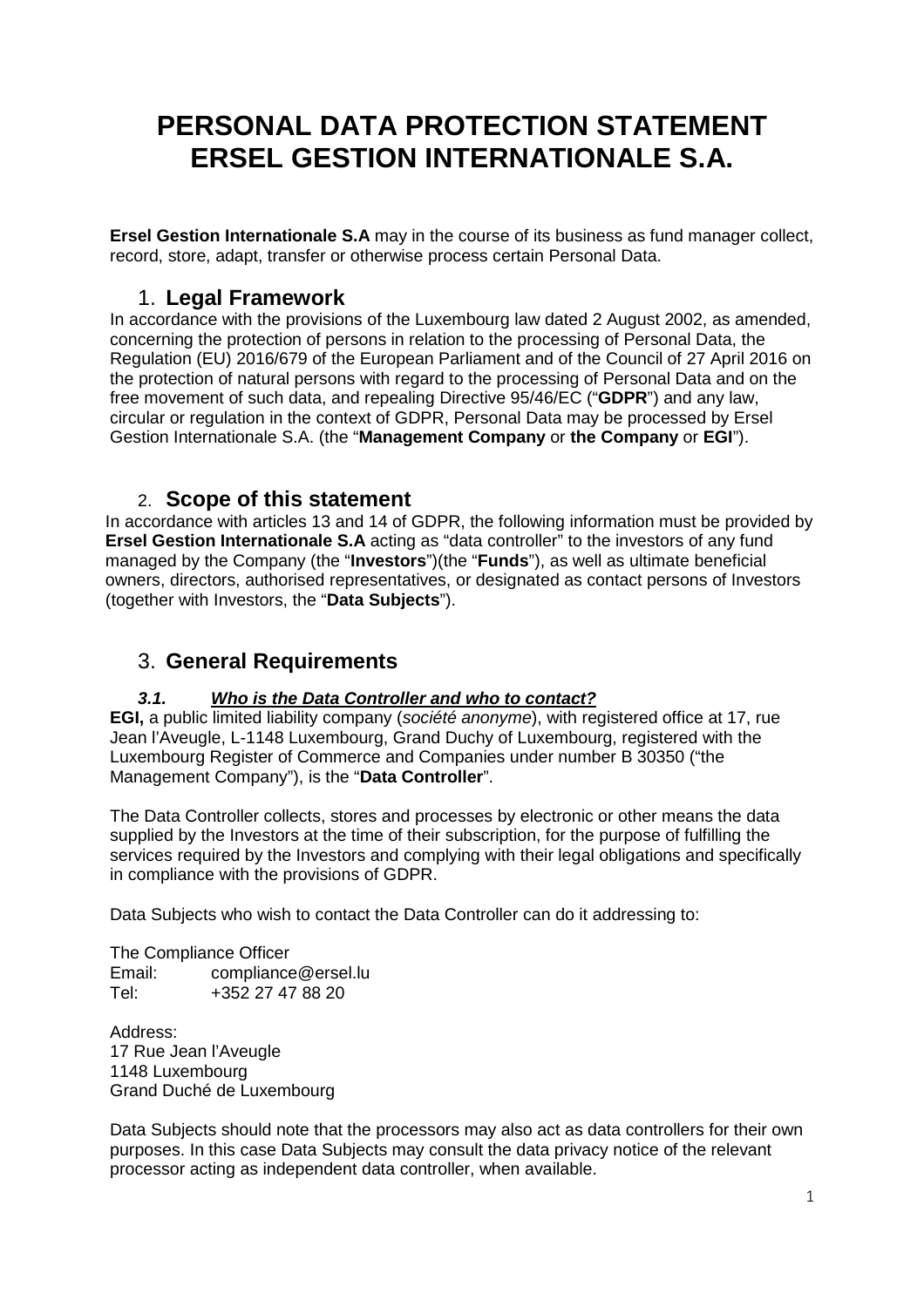# PERSONAL DATA PROTECTION STATEMENT ERSEL GESTION INTERNATIONALE S.A.

**Ersel Gestion Internationale S.A** may in the course of its business as fund manager collect, record, store, adapt, transfer or otherwise process certain Personal Data.

## 1. Legal Framework

In accordance with the provisions of the Luxembourg law dated 2 August 2002, as amended, concerning the protection of persons in relation to the processing of Personal Data, the Regulation (EU) 2016/679 of the European Parliament and of the Council of 27 April 2016 on the protection of natural persons with regard to the processing of Personal Data and on the free movement of such data, and repealing Directive 95/46/EC ("**GDPR**") and any law, circular or regulation in the context of GDPR, Personal Data may be processed by Ersel Gestion Internationale S.A. (the "**Management Company** or **the Company** or **EGI**").

## 2. Scope of this statement

In accordance with articles 13 and 14 of GDPR, the following information must be provided by **Ersel Gestion Internationale S.A** acting as "data controller" to the investors of any fund managed by the Company (the "**Investors**")(the "**Funds**"), as well as ultimate beneficial owners, directors, authorised representatives, or designated as contact persons of Investors (together with Investors, the "**Data Subjects**").

## 3. General Requirements

### ***3.1. Who is the Data Controller and who to contact?***

**EGI,** a public limited liability company (*société anonyme*), with registered office at 17, rue Jean l'Aveugle, L-1148 Luxembourg, Grand Duchy of Luxembourg, registered with the Luxembourg Register of Commerce and Companies under number B 30350 ("the Management Company"), is the "**Data Controller**".

The Data Controller collects, stores and processes by electronic or other means the data supplied by the Investors at the time of their subscription, for the purpose of fulfilling the services required by the Investors and complying with their legal obligations and specifically in compliance with the provisions of GDPR.

Data Subjects who wish to contact the Data Controller can do it addressing to:

The Compliance Officer
Email: compliance@ersel.lu
Tel: +352 27 47 88 20

Address:
17 Rue Jean l'Aveugle
1148 Luxembourg
Grand Duché de Luxembourg

Data Subjects should note that the processors may also act as data controllers for their own purposes. In this case Data Subjects may consult the data privacy notice of the relevant processor acting as independent data controller, when available.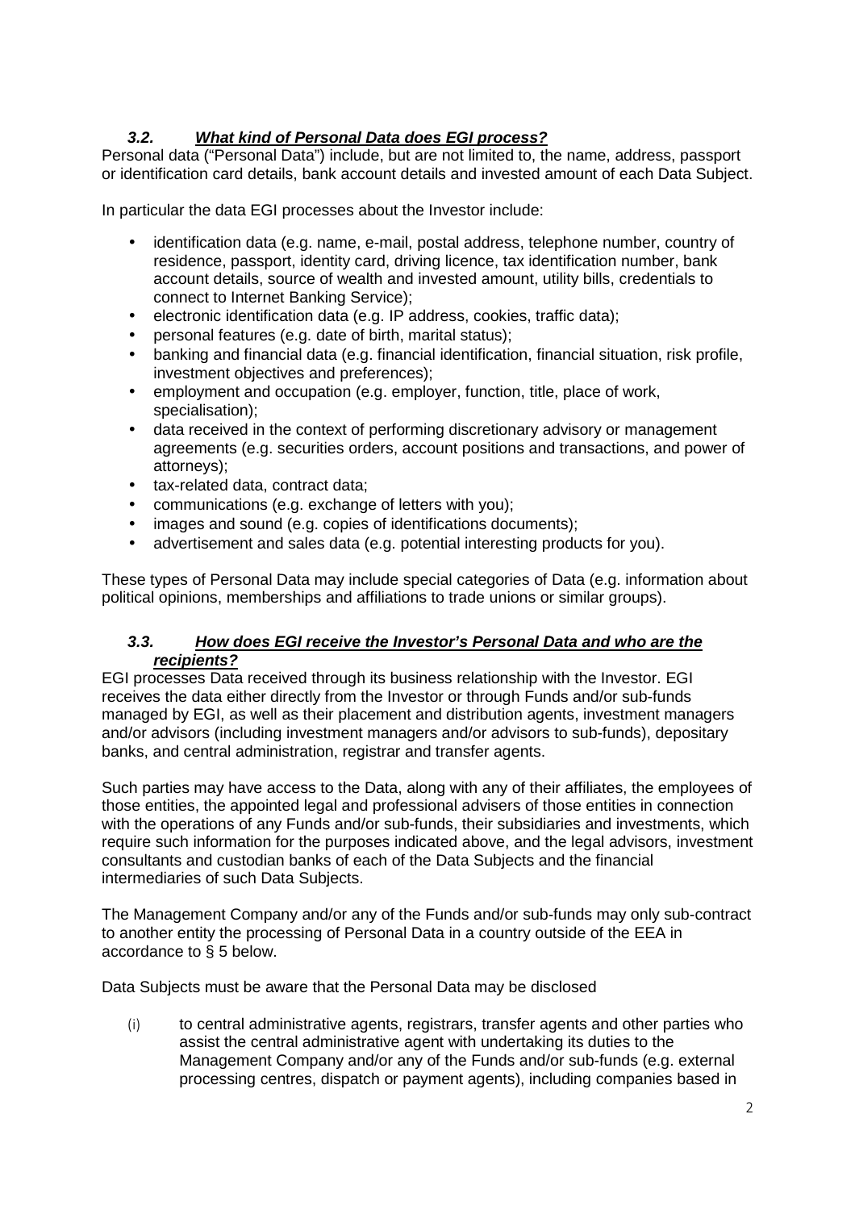### ***3.2. What kind of Personal Data does EGI process?***

Personal data ("Personal Data") include, but are not limited to, the name, address, passport or identification card details, bank account details and invested amount of each Data Subject.

In particular the data EGI processes about the Investor include:

- identification data (e.g. name, e-mail, postal address, telephone number, country of residence, passport, identity card, driving licence, tax identification number, bank account details, source of wealth and invested amount, utility bills, credentials to connect to Internet Banking Service);
- electronic identification data (e.g. IP address, cookies, traffic data);
- personal features (e.g. date of birth, marital status);
- banking and financial data (e.g. financial identification, financial situation, risk profile, investment objectives and preferences);
- employment and occupation (e.g. employer, function, title, place of work, specialisation);
- data received in the context of performing discretionary advisory or management agreements (e.g. securities orders, account positions and transactions, and power of attorneys);
- tax-related data, contract data;
- communications (e.g. exchange of letters with you);
- images and sound (e.g. copies of identifications documents);
- advertisement and sales data (e.g. potential interesting products for you).

These types of Personal Data may include special categories of Data (e.g. information about political opinions, memberships and affiliations to trade unions or similar groups).

### ***3.3. How does EGI receive the Investor's Personal Data and who are the recipients?***

EGI processes Data received through its business relationship with the Investor. EGI receives the data either directly from the Investor or through Funds and/or sub-funds managed by EGI, as well as their placement and distribution agents, investment managers and/or advisors (including investment managers and/or advisors to sub-funds), depositary banks, and central administration, registrar and transfer agents.

Such parties may have access to the Data, along with any of their affiliates, the employees of those entities, the appointed legal and professional advisers of those entities in connection with the operations of any Funds and/or sub-funds, their subsidiaries and investments, which require such information for the purposes indicated above, and the legal advisors, investment consultants and custodian banks of each of the Data Subjects and the financial intermediaries of such Data Subjects.

The Management Company and/or any of the Funds and/or sub-funds may only sub-contract to another entity the processing of Personal Data in a country outside of the EEA in accordance to § 5 below.

Data Subjects must be aware that the Personal Data may be disclosed

(i) to central administrative agents, registrars, transfer agents and other parties who assist the central administrative agent with undertaking its duties to the Management Company and/or any of the Funds and/or sub-funds (e.g. external processing centres, dispatch or payment agents), including companies based in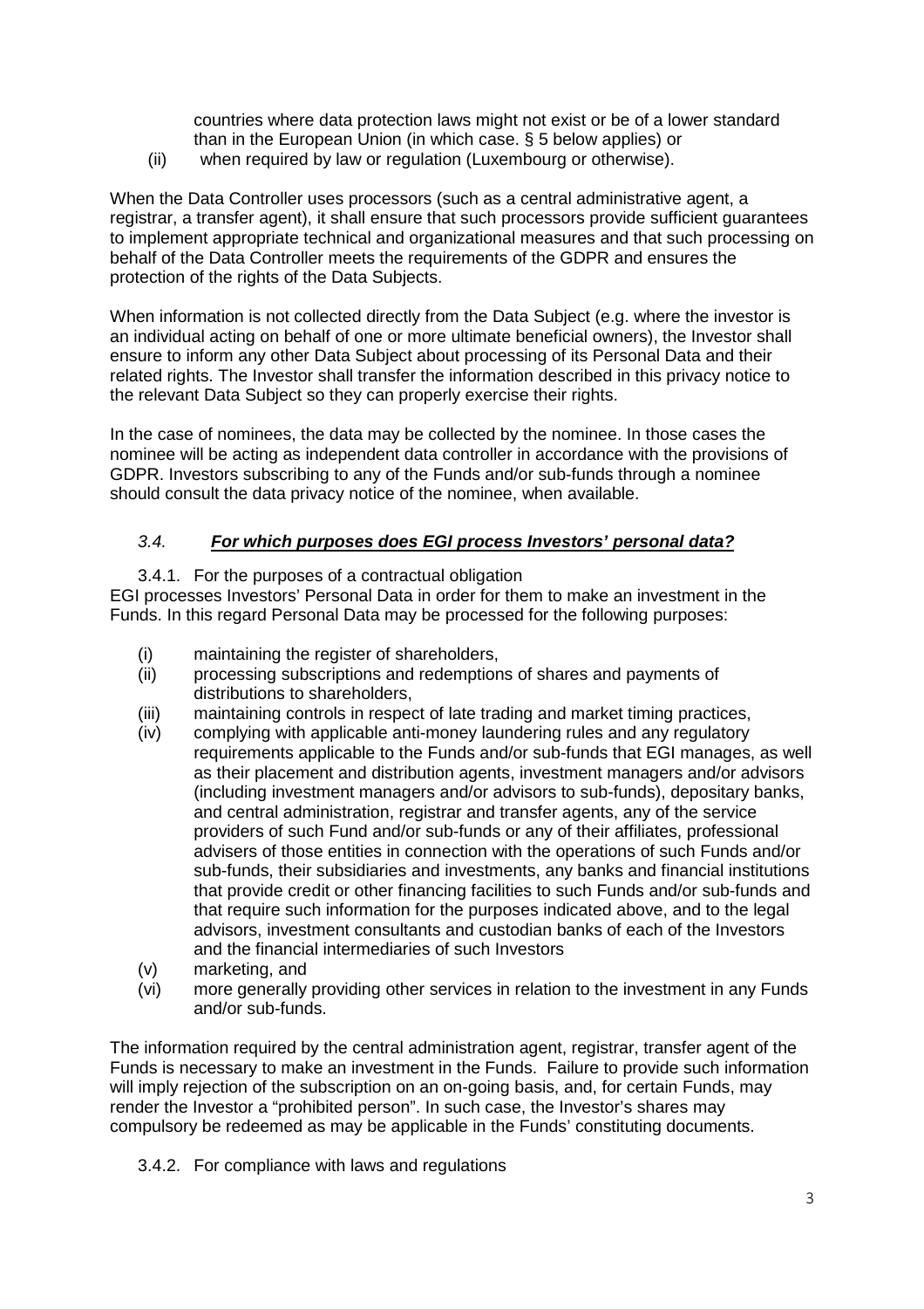countries where data protection laws might not exist or be of a lower standard than in the European Union (in which case. § 5 below applies) or

(ii) when required by law or regulation (Luxembourg or otherwise).

When the Data Controller uses processors (such as a central administrative agent, a registrar, a transfer agent), it shall ensure that such processors provide sufficient guarantees to implement appropriate technical and organizational measures and that such processing on behalf of the Data Controller meets the requirements of the GDPR and ensures the protection of the rights of the Data Subjects.

When information is not collected directly from the Data Subject (e.g. where the investor is an individual acting on behalf of one or more ultimate beneficial owners), the Investor shall ensure to inform any other Data Subject about processing of its Personal Data and their related rights. The Investor shall transfer the information described in this privacy notice to the relevant Data Subject so they can properly exercise their rights.

In the case of nominees, the data may be collected by the nominee. In those cases the nominee will be acting as independent data controller in accordance with the provisions of GDPR. Investors subscribing to any of the Funds and/or sub-funds through a nominee should consult the data privacy notice of the nominee, when available.

### *3.4.* ***For which purposes does EGI process Investors' personal data?***

3.4.1. For the purposes of a contractual obligation

EGI processes Investors' Personal Data in order for them to make an investment in the Funds. In this regard Personal Data may be processed for the following purposes:

(i) maintaining the register of shareholders,

(ii) processing subscriptions and redemptions of shares and payments of distributions to shareholders,

(iii) maintaining controls in respect of late trading and market timing practices,

(iv) complying with applicable anti-money laundering rules and any regulatory requirements applicable to the Funds and/or sub-funds that EGI manages, as well as their placement and distribution agents, investment managers and/or advisors (including investment managers and/or advisors to sub-funds), depositary banks, and central administration, registrar and transfer agents, any of the service providers of such Fund and/or sub-funds or any of their affiliates, professional advisers of those entities in connection with the operations of such Funds and/or sub-funds, their subsidiaries and investments, any banks and financial institutions that provide credit or other financing facilities to such Funds and/or sub-funds and that require such information for the purposes indicated above, and to the legal advisors, investment consultants and custodian banks of each of the Investors and the financial intermediaries of such Investors

(v) marketing, and

(vi) more generally providing other services in relation to the investment in any Funds and/or sub-funds.

The information required by the central administration agent, registrar, transfer agent of the Funds is necessary to make an investment in the Funds. Failure to provide such information will imply rejection of the subscription on an on-going basis, and, for certain Funds, may render the Investor a "prohibited person". In such case, the Investor's shares may compulsory be redeemed as may be applicable in the Funds' constituting documents.

3.4.2. For compliance with laws and regulations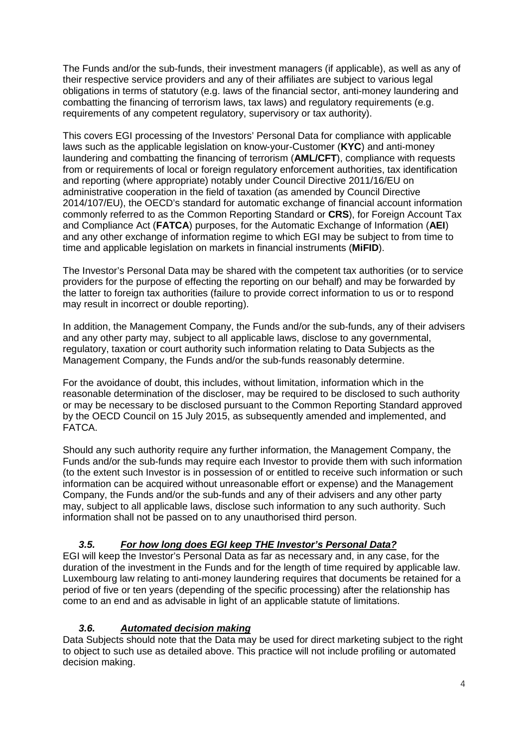The Funds and/or the sub-funds, their investment managers (if applicable), as well as any of their respective service providers and any of their affiliates are subject to various legal obligations in terms of statutory (e.g. laws of the financial sector, anti-money laundering and combatting the financing of terrorism laws, tax laws) and regulatory requirements (e.g. requirements of any competent regulatory, supervisory or tax authority).

This covers EGI processing of the Investors' Personal Data for compliance with applicable laws such as the applicable legislation on know-your-Customer (**KYC**) and anti-money laundering and combatting the financing of terrorism (**AML/CFT**), compliance with requests from or requirements of local or foreign regulatory enforcement authorities, tax identification and reporting (where appropriate) notably under Council Directive 2011/16/EU on administrative cooperation in the field of taxation (as amended by Council Directive 2014/107/EU), the OECD's standard for automatic exchange of financial account information commonly referred to as the Common Reporting Standard or **CRS**), for Foreign Account Tax and Compliance Act (**FATCA**) purposes, for the Automatic Exchange of Information (**AEI**) and any other exchange of information regime to which EGI may be subject to from time to time and applicable legislation on markets in financial instruments (**MiFID**).

The Investor's Personal Data may be shared with the competent tax authorities (or to service providers for the purpose of effecting the reporting on our behalf) and may be forwarded by the latter to foreign tax authorities (failure to provide correct information to us or to respond may result in incorrect or double reporting).

In addition, the Management Company, the Funds and/or the sub-funds, any of their advisers and any other party may, subject to all applicable laws, disclose to any governmental, regulatory, taxation or court authority such information relating to Data Subjects as the Management Company, the Funds and/or the sub-funds reasonably determine.

For the avoidance of doubt, this includes, without limitation, information which in the reasonable determination of the discloser, may be required to be disclosed to such authority or may be necessary to be disclosed pursuant to the Common Reporting Standard approved by the OECD Council on 15 July 2015, as subsequently amended and implemented, and FATCA.

Should any such authority require any further information, the Management Company, the Funds and/or the sub-funds may require each Investor to provide them with such information (to the extent such Investor is in possession of or entitled to receive such information or such information can be acquired without unreasonable effort or expense) and the Management Company, the Funds and/or the sub-funds and any of their advisers and any other party may, subject to all applicable laws, disclose such information to any such authority. Such information shall not be passed on to any unauthorised third person.

### ***3.5. For how long does EGI keep THE Investor's Personal Data?***

EGI will keep the Investor's Personal Data as far as necessary and, in any case, for the duration of the investment in the Funds and for the length of time required by applicable law. Luxembourg law relating to anti-money laundering requires that documents be retained for a period of five or ten years (depending of the specific processing) after the relationship has come to an end and as advisable in light of an applicable statute of limitations.

### ***3.6. Automated decision making***

Data Subjects should note that the Data may be used for direct marketing subject to the right to object to such use as detailed above. This practice will not include profiling or automated decision making.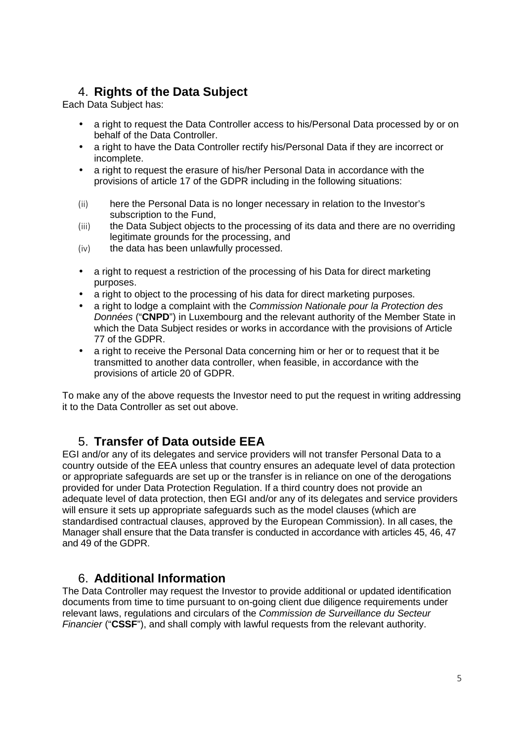## 4. **Rights of the Data Subject**

Each Data Subject has:

- a right to request the Data Controller access to his/Personal Data processed by or on behalf of the Data Controller.
- a right to have the Data Controller rectify his/Personal Data if they are incorrect or incomplete.
- a right to request the erasure of his/her Personal Data in accordance with the provisions of article 17 of the GDPR including in the following situations:

(ii) here the Personal Data is no longer necessary in relation to the Investor's subscription to the Fund,

(iii) the Data Subject objects to the processing of its data and there are no overriding legitimate grounds for the processing, and

(iv) the data has been unlawfully processed.

- a right to request a restriction of the processing of his Data for direct marketing purposes.
- a right to object to the processing of his data for direct marketing purposes.
- a right to lodge a complaint with the *Commission Nationale pour la Protection des Données* ("**CNPD**") in Luxembourg and the relevant authority of the Member State in which the Data Subject resides or works in accordance with the provisions of Article 77 of the GDPR.
- a right to receive the Personal Data concerning him or her or to request that it be transmitted to another data controller, when feasible, in accordance with the provisions of article 20 of GDPR.

To make any of the above requests the Investor need to put the request in writing addressing it to the Data Controller as set out above.

## 5. **Transfer of Data outside EEA**

EGI and/or any of its delegates and service providers will not transfer Personal Data to a country outside of the EEA unless that country ensures an adequate level of data protection or appropriate safeguards are set up or the transfer is in reliance on one of the derogations provided for under Data Protection Regulation. If a third country does not provide an adequate level of data protection, then EGI and/or any of its delegates and service providers will ensure it sets up appropriate safeguards such as the model clauses (which are standardised contractual clauses, approved by the European Commission). In all cases, the Manager shall ensure that the Data transfer is conducted in accordance with articles 45, 46, 47 and 49 of the GDPR.

## 6. **Additional Information**

The Data Controller may request the Investor to provide additional or updated identification documents from time to time pursuant to on-going client due diligence requirements under relevant laws, regulations and circulars of the *Commission de Surveillance du Secteur Financier* ("**CSSF**"), and shall comply with lawful requests from the relevant authority.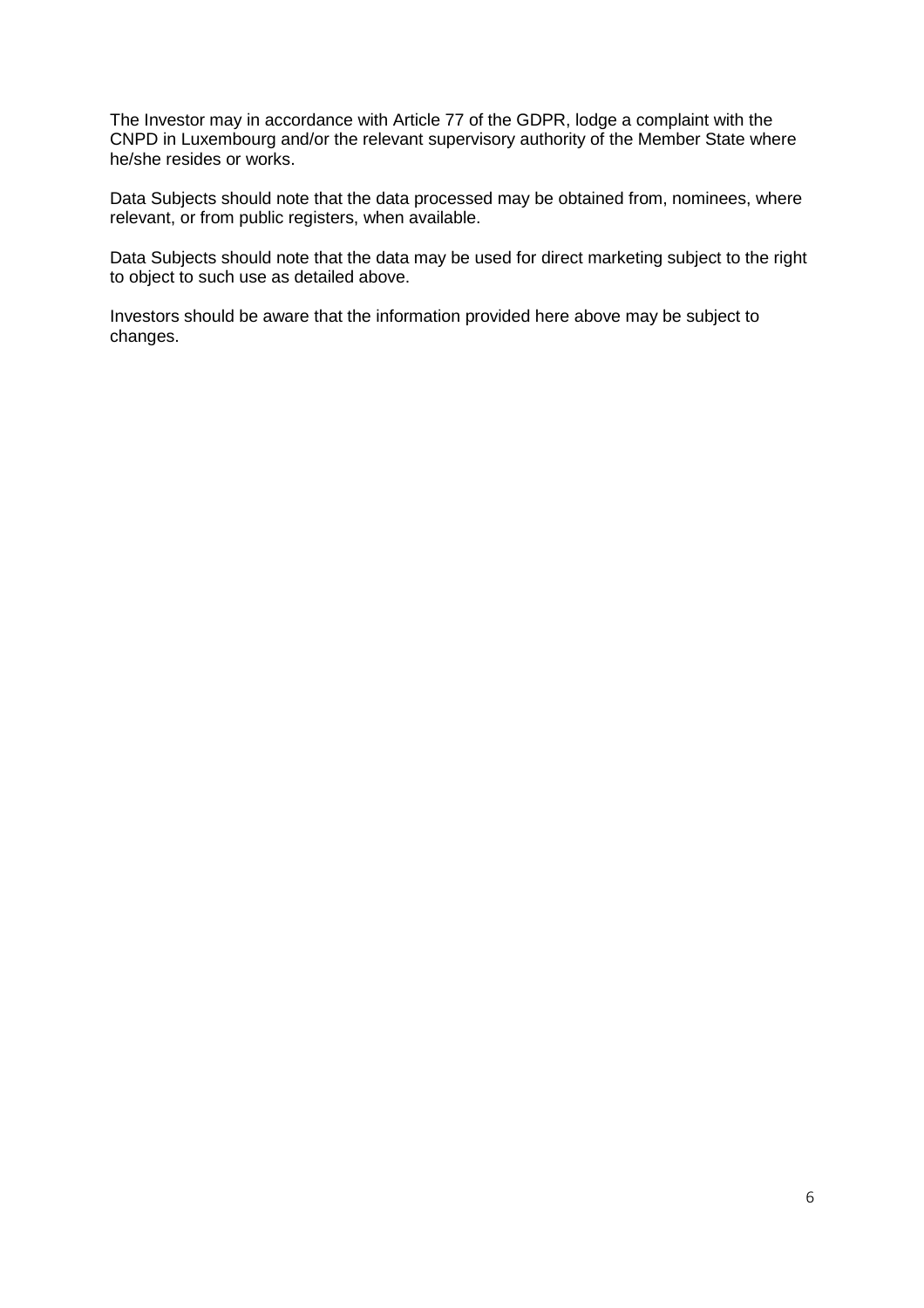The Investor may in accordance with Article 77 of the GDPR, lodge a complaint with the CNPD in Luxembourg and/or the relevant supervisory authority of the Member State where he/she resides or works.

Data Subjects should note that the data processed may be obtained from, nominees, where relevant, or from public registers, when available.

Data Subjects should note that the data may be used for direct marketing subject to the right to object to such use as detailed above.

Investors should be aware that the information provided here above may be subject to changes.